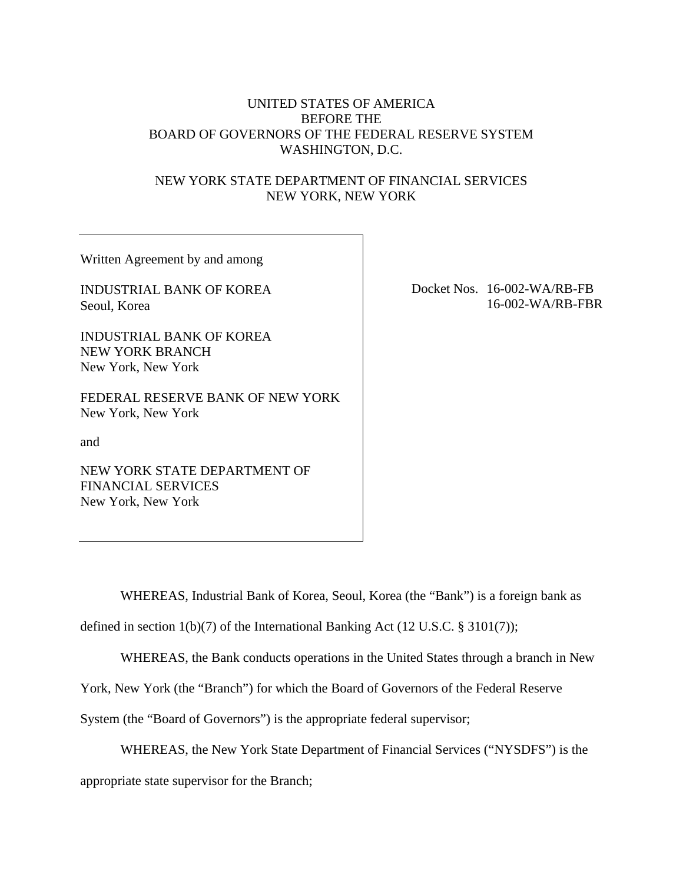UNITED STATES OF AMERICA
BEFORE THE
BOARD OF GOVERNORS OF THE FEDERAL RESERVE SYSTEM
WASHINGTON, D.C.

NEW YORK STATE DEPARTMENT OF FINANCIAL SERVICES
NEW YORK, NEW YORK

Written Agreement by and among

INDUSTRIAL BANK OF KOREA
Seoul, Korea

INDUSTRIAL BANK OF KOREA
NEW YORK BRANCH
New York, New York

FEDERAL RESERVE BANK OF NEW YORK
New York, New York

and

NEW YORK STATE DEPARTMENT OF
FINANCIAL SERVICES
New York, New York

Docket Nos. 16-002-WA/RB-FB
16-002-WA/RB-FBR

WHEREAS, Industrial Bank of Korea, Seoul, Korea (the "Bank") is a foreign bank as defined in section 1(b)(7) of the International Banking Act (12 U.S.C. § 3101(7));

WHEREAS, the Bank conducts operations in the United States through a branch in New York, New York (the "Branch") for which the Board of Governors of the Federal Reserve System (the "Board of Governors") is the appropriate federal supervisor;

WHEREAS, the New York State Department of Financial Services ("NYSDFS") is the appropriate state supervisor for the Branch;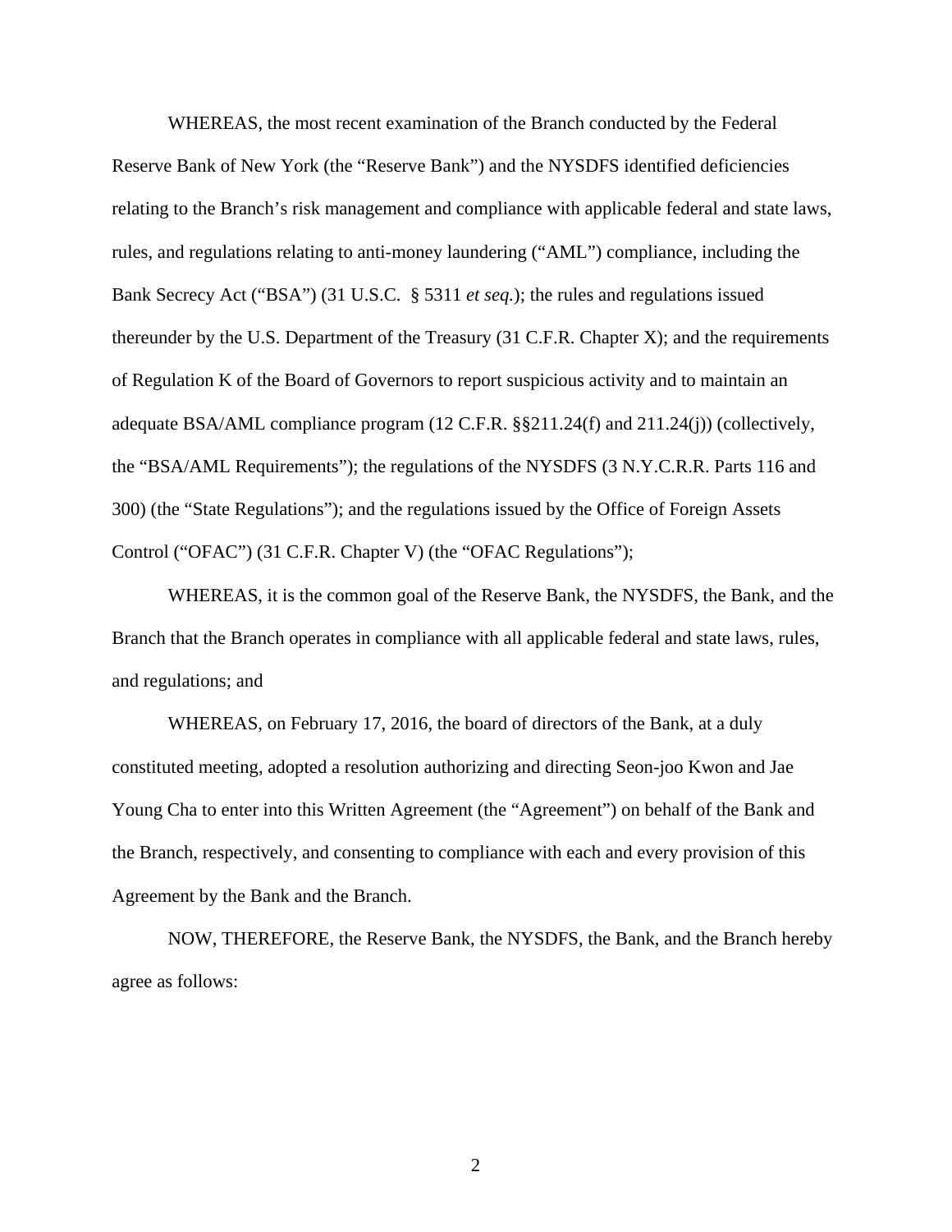WHEREAS, the most recent examination of the Branch conducted by the Federal Reserve Bank of New York (the "Reserve Bank") and the NYSDFS identified deficiencies relating to the Branch's risk management and compliance with applicable federal and state laws, rules, and regulations relating to anti-money laundering ("AML") compliance, including the Bank Secrecy Act ("BSA") (31 U.S.C. § 5311 *et seq.*); the rules and regulations issued thereunder by the U.S. Department of the Treasury (31 C.F.R. Chapter X); and the requirements of Regulation K of the Board of Governors to report suspicious activity and to maintain an adequate BSA/AML compliance program (12 C.F.R. §§211.24(f) and 211.24(j)) (collectively, the "BSA/AML Requirements"); the regulations of the NYSDFS (3 N.Y.C.R.R. Parts 116 and 300) (the "State Regulations"); and the regulations issued by the Office of Foreign Assets Control ("OFAC") (31 C.F.R. Chapter V) (the "OFAC Regulations");

WHEREAS, it is the common goal of the Reserve Bank, the NYSDFS, the Bank, and the Branch that the Branch operates in compliance with all applicable federal and state laws, rules, and regulations; and

WHEREAS, on February 17, 2016, the board of directors of the Bank, at a duly constituted meeting, adopted a resolution authorizing and directing Seon-joo Kwon and Jae Young Cha to enter into this Written Agreement (the "Agreement") on behalf of the Bank and the Branch, respectively, and consenting to compliance with each and every provision of this Agreement by the Bank and the Branch.

NOW, THEREFORE, the Reserve Bank, the NYSDFS, the Bank, and the Branch hereby agree as follows: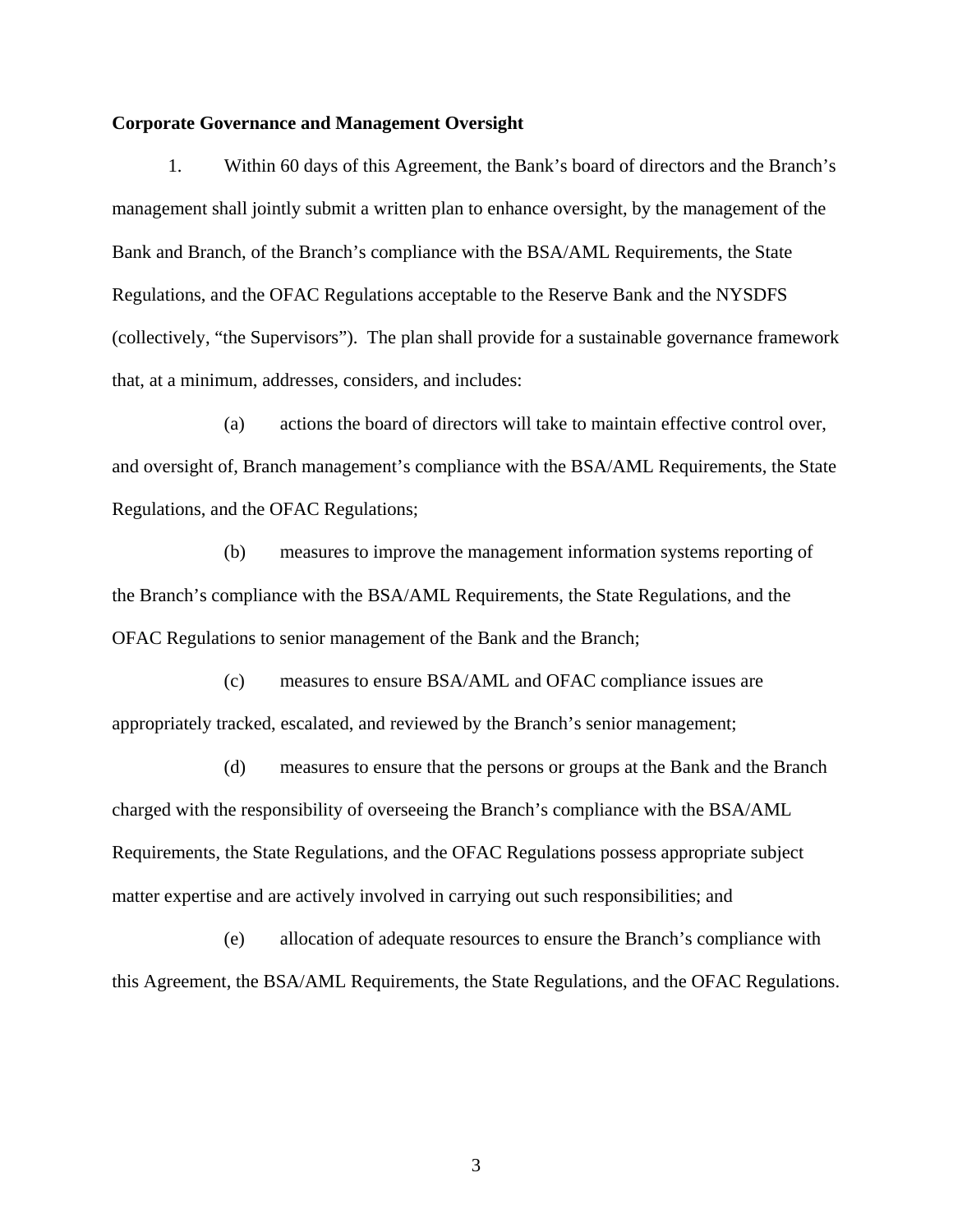**Corporate Governance and Management Oversight**

1. Within 60 days of this Agreement, the Bank's board of directors and the Branch's management shall jointly submit a written plan to enhance oversight, by the management of the Bank and Branch, of the Branch's compliance with the BSA/AML Requirements, the State Regulations, and the OFAC Regulations acceptable to the Reserve Bank and the NYSDFS (collectively, "the Supervisors"). The plan shall provide for a sustainable governance framework that, at a minimum, addresses, considers, and includes:

(a) actions the board of directors will take to maintain effective control over, and oversight of, Branch management's compliance with the BSA/AML Requirements, the State Regulations, and the OFAC Regulations;

(b) measures to improve the management information systems reporting of the Branch's compliance with the BSA/AML Requirements, the State Regulations, and the OFAC Regulations to senior management of the Bank and the Branch;

(c) measures to ensure BSA/AML and OFAC compliance issues are appropriately tracked, escalated, and reviewed by the Branch's senior management;

(d) measures to ensure that the persons or groups at the Bank and the Branch charged with the responsibility of overseeing the Branch's compliance with the BSA/AML Requirements, the State Regulations, and the OFAC Regulations possess appropriate subject matter expertise and are actively involved in carrying out such responsibilities; and

(e) allocation of adequate resources to ensure the Branch's compliance with this Agreement, the BSA/AML Requirements, the State Regulations, and the OFAC Regulations.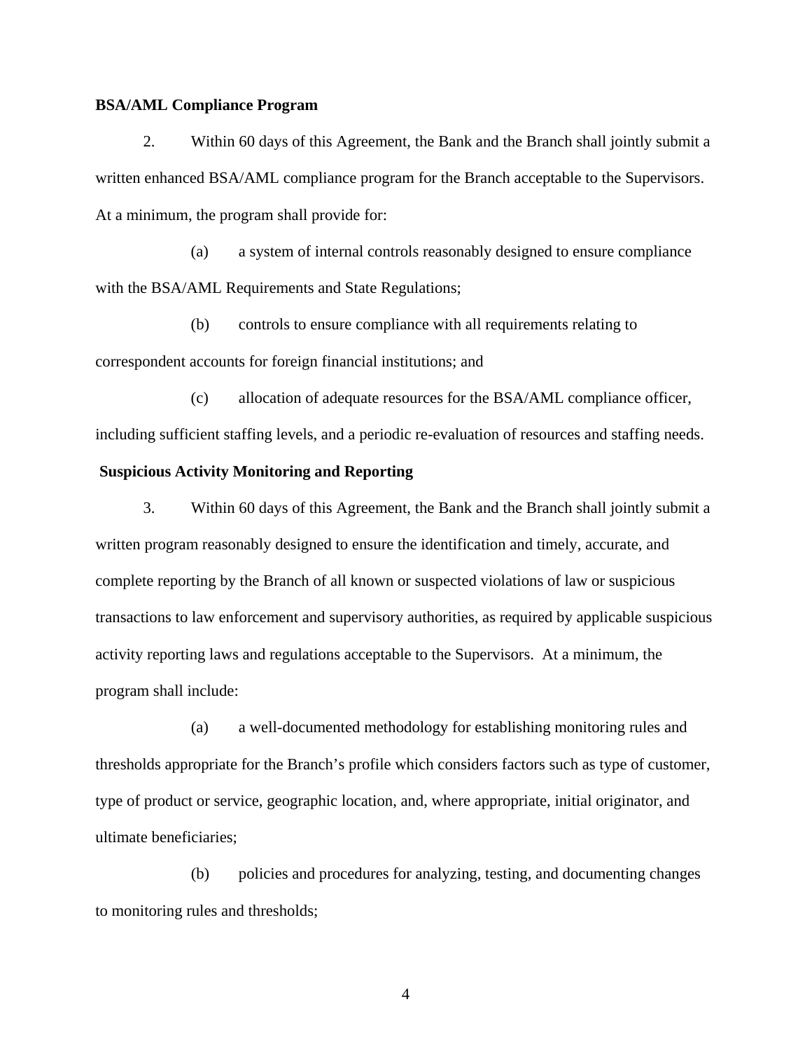**BSA/AML Compliance Program**

2. Within 60 days of this Agreement, the Bank and the Branch shall jointly submit a written enhanced BSA/AML compliance program for the Branch acceptable to the Supervisors. At a minimum, the program shall provide for:

(a) a system of internal controls reasonably designed to ensure compliance with the BSA/AML Requirements and State Regulations;

(b) controls to ensure compliance with all requirements relating to correspondent accounts for foreign financial institutions; and

(c) allocation of adequate resources for the BSA/AML compliance officer, including sufficient staffing levels, and a periodic re-evaluation of resources and staffing needs.

**Suspicious Activity Monitoring and Reporting**

3. Within 60 days of this Agreement, the Bank and the Branch shall jointly submit a written program reasonably designed to ensure the identification and timely, accurate, and complete reporting by the Branch of all known or suspected violations of law or suspicious transactions to law enforcement and supervisory authorities, as required by applicable suspicious activity reporting laws and regulations acceptable to the Supervisors. At a minimum, the program shall include:

(a) a well-documented methodology for establishing monitoring rules and thresholds appropriate for the Branch's profile which considers factors such as type of customer, type of product or service, geographic location, and, where appropriate, initial originator, and ultimate beneficiaries;

(b) policies and procedures for analyzing, testing, and documenting changes to monitoring rules and thresholds;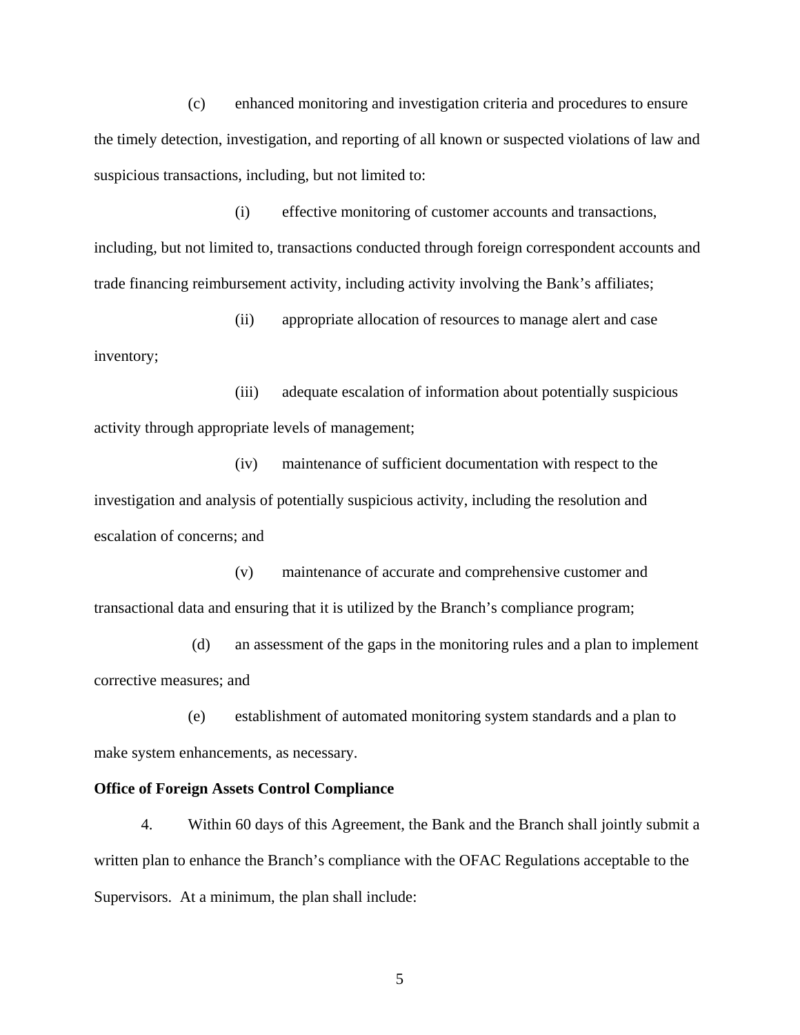(c) enhanced monitoring and investigation criteria and procedures to ensure the timely detection, investigation, and reporting of all known or suspected violations of law and suspicious transactions, including, but not limited to:

(i) effective monitoring of customer accounts and transactions, including, but not limited to, transactions conducted through foreign correspondent accounts and trade financing reimbursement activity, including activity involving the Bank's affiliates;

(ii) appropriate allocation of resources to manage alert and case inventory;

(iii) adequate escalation of information about potentially suspicious activity through appropriate levels of management;

(iv) maintenance of sufficient documentation with respect to the investigation and analysis of potentially suspicious activity, including the resolution and escalation of concerns; and

(v) maintenance of accurate and comprehensive customer and transactional data and ensuring that it is utilized by the Branch's compliance program;

(d) an assessment of the gaps in the monitoring rules and a plan to implement corrective measures; and

(e) establishment of automated monitoring system standards and a plan to make system enhancements, as necessary.

**Office of Foreign Assets Control Compliance**

4. Within 60 days of this Agreement, the Bank and the Branch shall jointly submit a written plan to enhance the Branch's compliance with the OFAC Regulations acceptable to the Supervisors. At a minimum, the plan shall include: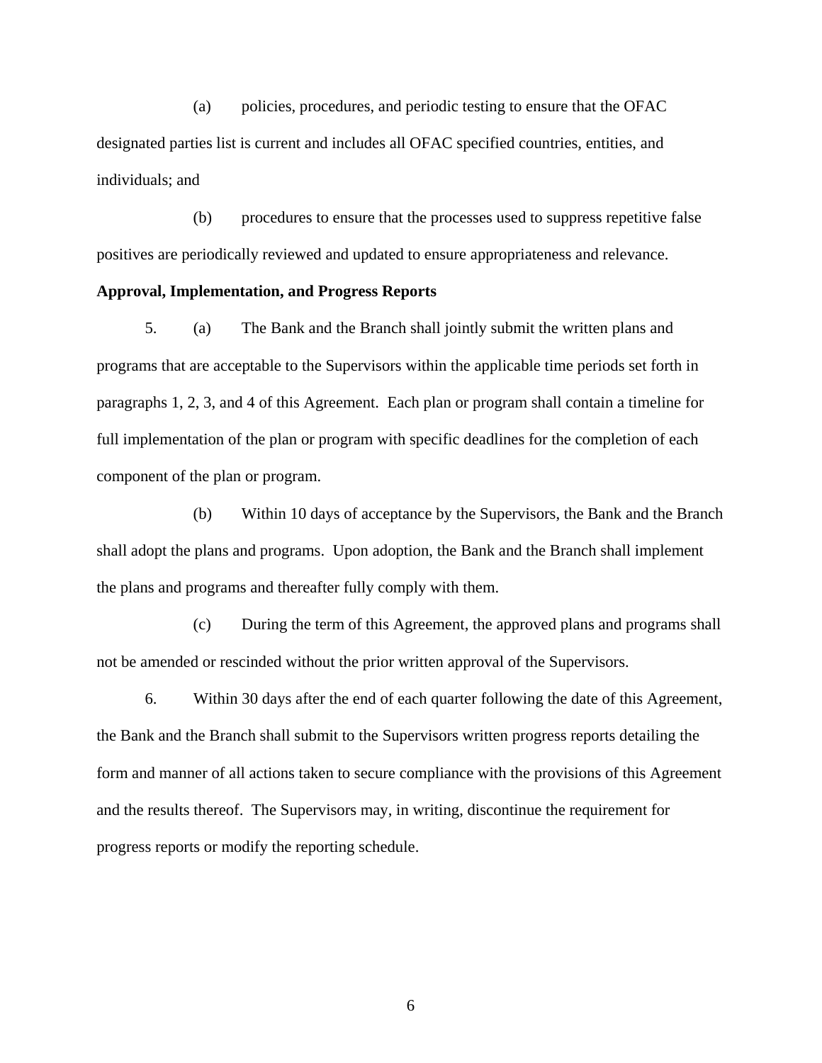(a) policies, procedures, and periodic testing to ensure that the OFAC designated parties list is current and includes all OFAC specified countries, entities, and individuals; and

(b) procedures to ensure that the processes used to suppress repetitive false positives are periodically reviewed and updated to ensure appropriateness and relevance.

**Approval, Implementation, and Progress Reports**

5. (a) The Bank and the Branch shall jointly submit the written plans and programs that are acceptable to the Supervisors within the applicable time periods set forth in paragraphs 1, 2, 3, and 4 of this Agreement. Each plan or program shall contain a timeline for full implementation of the plan or program with specific deadlines for the completion of each component of the plan or program.

(b) Within 10 days of acceptance by the Supervisors, the Bank and the Branch shall adopt the plans and programs. Upon adoption, the Bank and the Branch shall implement the plans and programs and thereafter fully comply with them.

(c) During the term of this Agreement, the approved plans and programs shall not be amended or rescinded without the prior written approval of the Supervisors.

6. Within 30 days after the end of each quarter following the date of this Agreement, the Bank and the Branch shall submit to the Supervisors written progress reports detailing the form and manner of all actions taken to secure compliance with the provisions of this Agreement and the results thereof. The Supervisors may, in writing, discontinue the requirement for progress reports or modify the reporting schedule.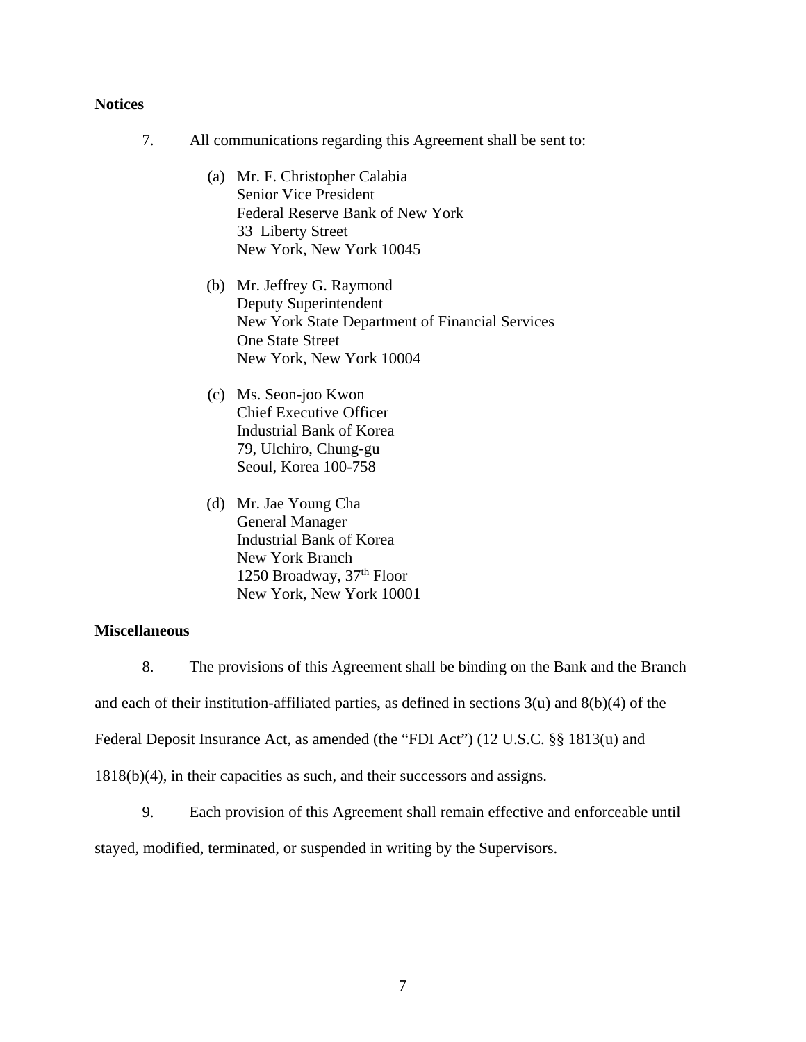**Notices**

7. All communications regarding this Agreement shall be sent to:

(a) Mr. F. Christopher Calabia
Senior Vice President
Federal Reserve Bank of New York
33 Liberty Street
New York, New York 10045

(b) Mr. Jeffrey G. Raymond
Deputy Superintendent
New York State Department of Financial Services
One State Street
New York, New York 10004

(c) Ms. Seon-joo Kwon
Chief Executive Officer
Industrial Bank of Korea
79, Ulchiro, Chung-gu
Seoul, Korea 100-758

(d) Mr. Jae Young Cha
General Manager
Industrial Bank of Korea
New York Branch
1250 Broadway, 37th Floor
New York, New York 10001

**Miscellaneous**

8. The provisions of this Agreement shall be binding on the Bank and the Branch and each of their institution-affiliated parties, as defined in sections 3(u) and 8(b)(4) of the Federal Deposit Insurance Act, as amended (the "FDI Act") (12 U.S.C. §§ 1813(u) and 1818(b)(4), in their capacities as such, and their successors and assigns.

9. Each provision of this Agreement shall remain effective and enforceable until stayed, modified, terminated, or suspended in writing by the Supervisors.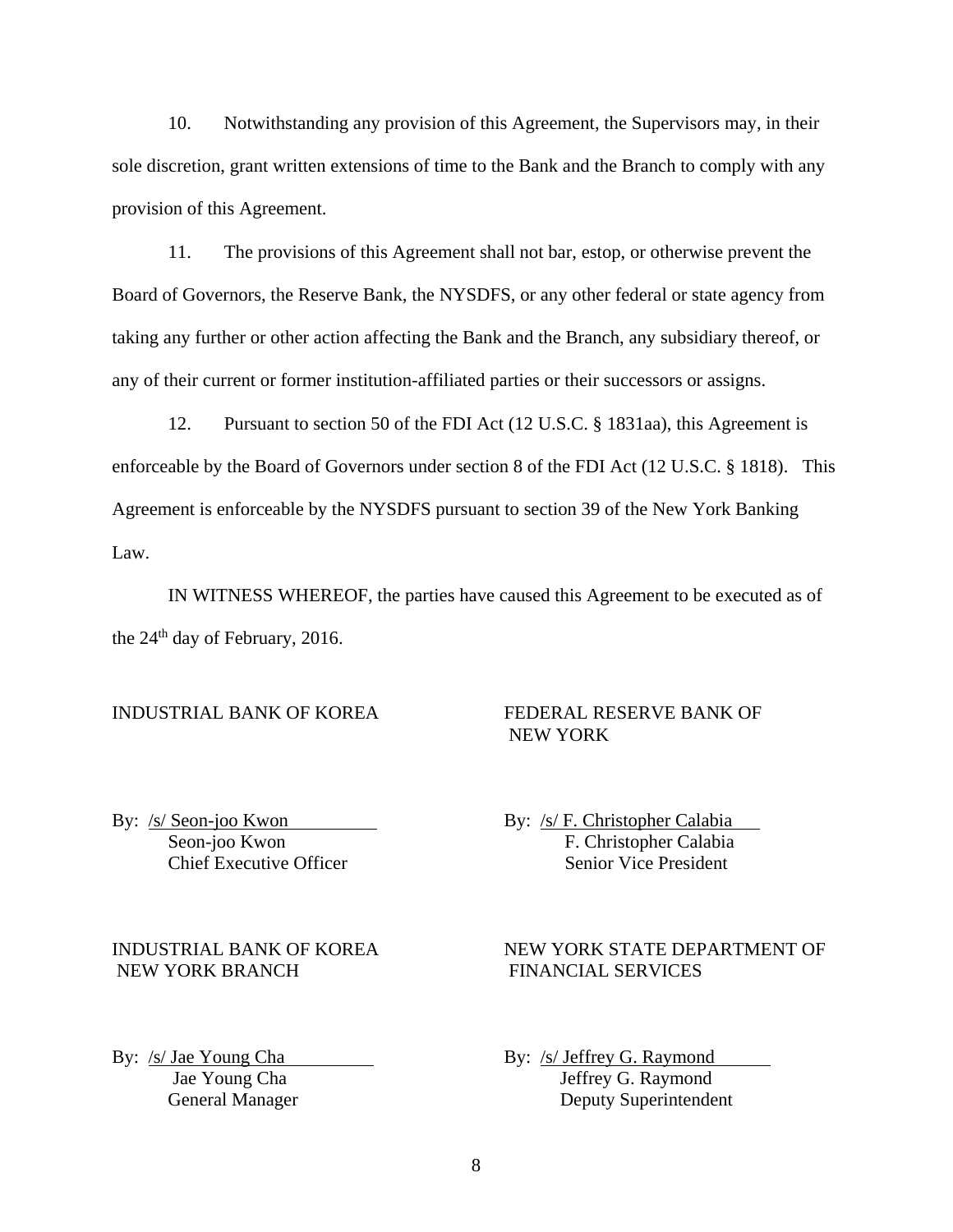10. Notwithstanding any provision of this Agreement, the Supervisors may, in their sole discretion, grant written extensions of time to the Bank and the Branch to comply with any provision of this Agreement.

11. The provisions of this Agreement shall not bar, estop, or otherwise prevent the Board of Governors, the Reserve Bank, the NYSDFS, or any other federal or state agency from taking any further or other action affecting the Bank and the Branch, any subsidiary thereof, or any of their current or former institution-affiliated parties or their successors or assigns.

12. Pursuant to section 50 of the FDI Act (12 U.S.C. § 1831aa), this Agreement is enforceable by the Board of Governors under section 8 of the FDI Act (12 U.S.C. § 1818). This Agreement is enforceable by the NYSDFS pursuant to section 39 of the New York Banking Law.

IN WITNESS WHEREOF, the parties have caused this Agreement to be executed as of the 24th day of February, 2016.

INDUSTRIAL BANK OF KOREA

By: /s/ Seon-joo Kwon
Seon-joo Kwon
Chief Executive Officer

FEDERAL RESERVE BANK OF NEW YORK

By: /s/ F. Christopher Calabia
F. Christopher Calabia
Senior Vice President

INDUSTRIAL BANK OF KOREA NEW YORK BRANCH

By: /s/ Jae Young Cha
Jae Young Cha
General Manager

NEW YORK STATE DEPARTMENT OF FINANCIAL SERVICES

By: /s/ Jeffrey G. Raymond
Jeffrey G. Raymond
Deputy Superintendent